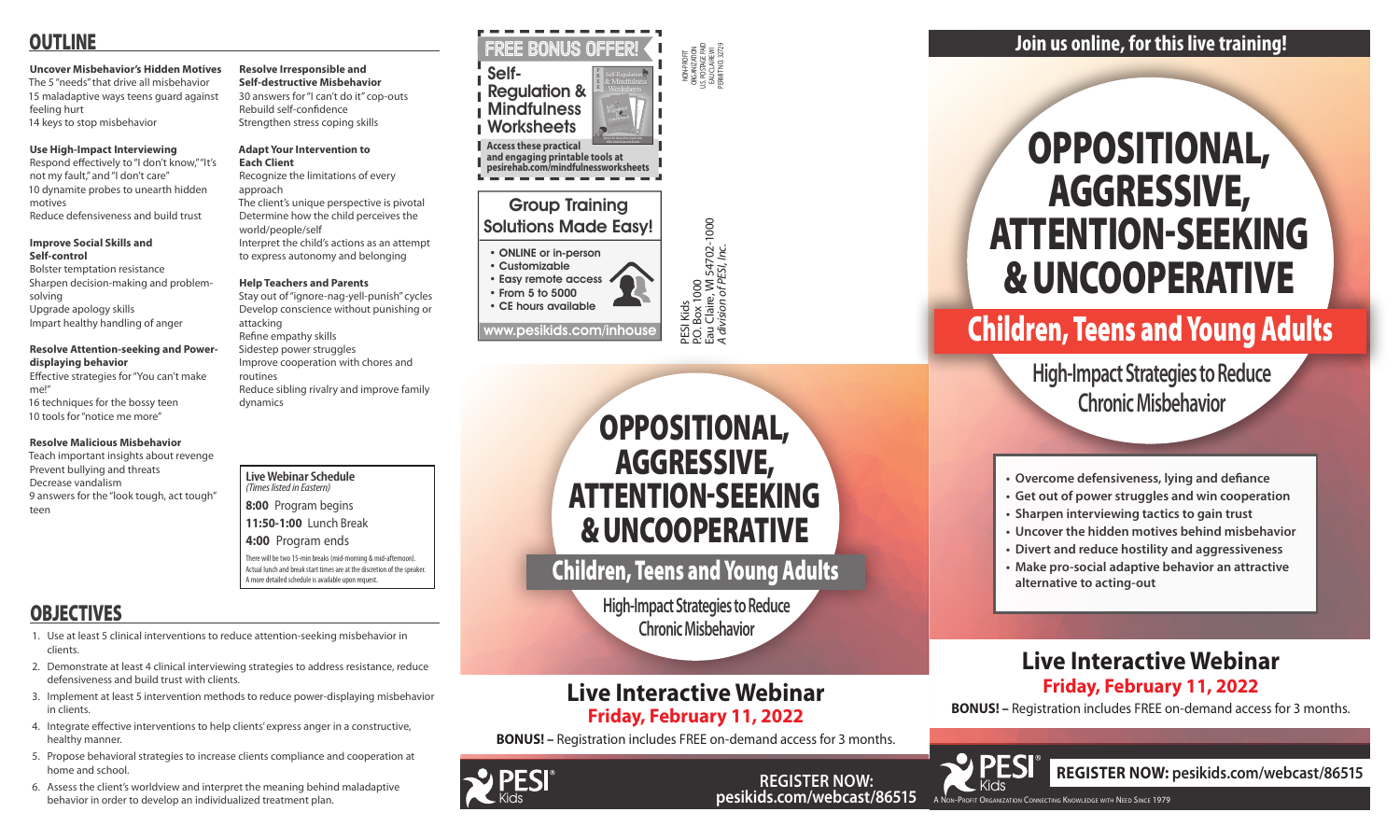## OUTLINE

**Uncover Misbehavior's Hidden Motives**
The 5 "needs" that drive all misbehavior
15 maladaptive ways teens guard against feeling hurt
14 keys to stop misbehavior

**Use High-Impact Interviewing**
Respond effectively to "I don't know," "It's not my fault," and "I don't care"
10 dynamite probes to unearth hidden motives
Reduce defensiveness and build trust

**Improve Social Skills and Self-control**
Bolster temptation resistance
Sharpen decision-making and problem-solving
Upgrade apology skills
Impart healthy handling of anger

**Resolve Attention-seeking and Power-displaying behavior**
Effective strategies for "You can't make me!"
16 techniques for the bossy teen
10 tools for "notice me more"

**Resolve Malicious Misbehavior**
Teach important insights about revenge
Prevent bullying and threats
Decrease vandalism
9 answers for the "look tough, act tough" teen

**Resolve Irresponsible and Self-destructive Misbehavior**
30 answers for "I can't do it" cop-outs
Rebuild self-confidence
Strengthen stress coping skills

**Adapt Your Intervention to Each Client**
Recognize the limitations of every approach
The client's unique perspective is pivotal
Determine how the child perceives the world/people/self
Interpret the child's actions as an attempt to express autonomy and belonging

**Help Teachers and Parents**
Stay out of "ignore-nag-yell-punish" cycles
Develop conscience without punishing or attacking
Refine empathy skills
Sidestep power struggles
Improve cooperation with chores and routines
Reduce sibling rivalry and improve family dynamics

**Live Webinar Schedule**
*(Times listed in Eastern)*
**8:00** Program begins
**11:50-1:00** Lunch Break
**4:00** Program ends

There will be two 15-min breaks (mid-morning & mid-afternoon). Actual lunch and break start times are at the discretion of the speaker. A more detailed schedule is available upon request.

## OBJECTIVES

1. Use at least 5 clinical interventions to reduce attention-seeking misbehavior in clients.
2. Demonstrate at least 4 clinical interviewing strategies to address resistance, reduce defensiveness and build trust with clients.
3. Implement at least 5 intervention methods to reduce power-displaying misbehavior in clients.
4. Integrate effective interventions to help clients' express anger in a constructive, healthy manner.
5. Propose behavioral strategies to increase clients compliance and cooperation at home and school.
6. Assess the client's worldview and interpret the meaning behind maladaptive behavior in order to develop an individualized treatment plan.

**FREE BONUS OFFER!**

**Self-Regulation & Mindfulness Worksheets**

**Access these practical and engaging printable tools at pesirehab.com/mindfulnessworksheets**

**Group Training Solutions Made Easy!**

- ONLINE or in-person
- Customizable
- Easy remote access
- From 5 to 5000
- CE hours available

www.pesikids.com/inhouse

NON-PROFIT ORGANIZATION U.S. POSTAGE PAID EAU CLAIRE WI PERMIT NO. 32729

PESI Kids
PO. Box 1000
Eau Claire, WI 54702-1000
*A division of PESI, Inc.*

# OPPOSITIONAL, AGGRESSIVE, ATTENTION-SEEKING & UNCOOPERATIVE

## Children, Teens and Young Adults

### High-Impact Strategies to Reduce Chronic Misbehavior

## Live Interactive Webinar

**Friday, February 11, 2022**

**BONUS! –** Registration includes FREE on-demand access for 3 months.

PESI Kids

**REGISTER NOW: pesikids.com/webcast/86515**

## Join us online, for this live training!

# OPPOSITIONAL, AGGRESSIVE, ATTENTION-SEEKING & UNCOOPERATIVE

## Children, Teens and Young Adults

### High-Impact Strategies to Reduce Chronic Misbehavior

- **Overcome defensiveness, lying and defiance**
- **Get out of power struggles and win cooperation**
- **Sharpen interviewing tactics to gain trust**
- **Uncover the hidden motives behind misbehavior**
- **Divert and reduce hostility and aggressiveness**
- **Make pro-social adaptive behavior an attractive alternative to acting-out**

## Live Interactive Webinar

**Friday, February 11, 2022**

**BONUS! –** Registration includes FREE on-demand access for 3 months.

PESI Kids

A Non-Profit Organization Connecting Knowledge with Need Since 1979

**REGISTER NOW: pesikids.com/webcast/86515**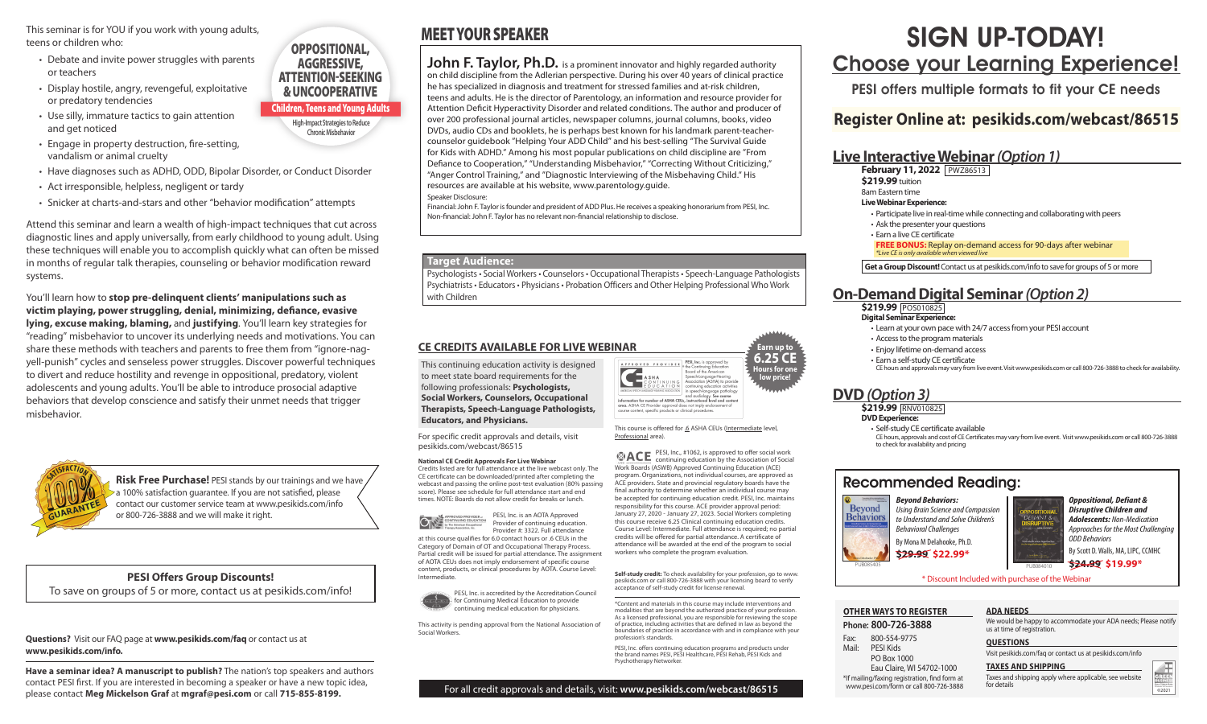This seminar is for YOU if you work with young adults, teens or children who:

- Debate and invite power struggles with parents or teachers
- Display hostile, angry, revengeful, exploitative or predatory tendencies
- Use silly, immature tactics to gain attention and get noticed
- Engage in property destruction, fire-setting, vandalism or animal cruelty
- Have diagnoses such as ADHD, ODD, Bipolar Disorder, or Conduct Disorder
- Act irresponsible, helpless, negligent or tardy
- Snicker at charts-and-stars and other "behavior modification" attempts

**OPPOSITIONAL, AGGRESSIVE, ATTENTION-SEEKING & UNCOOPERATIVE**
**Children, Teens and Young Adults**
High-Impact Strategies to Reduce Chronic Misbehavior

Attend this seminar and learn a wealth of high-impact techniques that cut across diagnostic lines and apply universally, from early childhood to young adult. Using these techniques will enable you to accomplish quickly what can often be missed in months of regular talk therapies, counseling or behavior modification reward systems.

You'll learn how to **stop pre-delinquent clients' manipulations such as victim playing, power struggling, denial, minimizing, defiance, evasive lying, excuse making, blaming,** and **justifying**. You'll learn key strategies for "reading" misbehavior to uncover its underlying needs and motivations. You can share these methods with teachers and parents to free them from "ignore-nag-yell-punish" cycles and senseless power struggles. Discover powerful techniques to divert and reduce hostility and revenge in oppositional, predatory, violent adolescents and young adults. You'll be able to introduce prosocial adaptive behaviors that develop conscience and satisfy their unmet needs that trigger misbehavior.

SATISFACTION 100% GUARANTEE

**Risk Free Purchase!** PESI stands by our trainings and we have a 100% satisfaction guarantee. If you are not satisfied, please contact our customer service team at www.pesikids.com/info or 800-726-3888 and we will make it right.

**PESI Offers Group Discounts!**
To save on groups of 5 or more, contact us at pesikids.com/info!

**Questions?** Visit our FAQ page at **www.pesikids.com/faq** or contact us at **www.pesikids.com/info.**

**Have a seminar idea? A manuscript to publish?** The nation's top speakers and authors contact PESI first. If you are interested in becoming a speaker or have a new topic idea, please contact **Meg Mickelson Graf** at **mgraf@pesi.com** or call **715-855-8199.**

## MEET YOUR SPEAKER

**John F. Taylor, Ph.D.** is a prominent innovator and highly regarded authority on child discipline from the Adlerian perspective. During his over 40 years of clinical practice he has specialized in diagnosis and treatment for stressed families and at-risk children, teens and adults. He is the director of Parentology, an information and resource provider for Attention Deficit Hyperactivity Disorder and related conditions. The author and producer of over 200 professional journal articles, newspaper columns, journal columns, books, video DVDs, audio CDs and booklets, he is perhaps best known for his landmark parent-teacher-counselor guidebook "Helping Your ADD Child" and his best-selling "The Survival Guide for Kids with ADHD." Among his most popular publications on child discipline are "From Defiance to Cooperation," "Understanding Misbehavior," "Correcting Without Criticizing," "Anger Control Training," and "Diagnostic Interviewing of the Misbehaving Child." His resources are available at his website, www.parentology.guide.

Speaker Disclosure:
Financial: John F. Taylor is founder and president of ADD Plus. He receives a speaking honorarium from PESI, Inc.
Non-financial: John F. Taylor has no relevant non-financial relationship to disclose.

**Target Audience:**
Psychologists • Social Workers • Counselors • Occupational Therapists • Speech-Language Pathologists Psychiatrists • Educators • Physicians • Probation Officers and Other Helping Professional Who Work with Children

### CE CREDITS AVAILABLE FOR LIVE WEBINAR

**Earn up to 6.25 CE Hours for one low price!**

This continuing education activity is designed to meet state board requirements for the following professionals: **Psychologists, Social Workers, Counselors, Occupational Therapists, Speech-Language Pathologists, Educators, and Physicians.**

For specific credit approvals and details, visit pesikids.com/webcast/86515

**National CE Credit Approvals For Live Webinar**
Credits listed are for full attendance at the live webcast only. The CE certificate can be downloaded/printed after completing the webinar and passing the online post-test evaluation (80% passing score). Please see schedule for full attendance start and end times. NOTE: Boards do not allow credit for breaks or lunch.

PESI, Inc. is an AOTA Approved Provider of continuing education. Provider #: 3322. Full attendance at this course qualifies for 6.0 contact hours or .6 CEUs in the Category of Domain of OT and Occupational Therapy Process. Partial credit will be issued for partial attendance. The assignment of AOTA CEUs does not imply endorsement of specific course content, products, or clinical procedures by AOTA. Course Level: Intermediate.

PESI, Inc. is accredited by the Accreditation Council for Continuing Medical Education to provide continuing medical education for physicians.

This activity is pending approval from the National Association of Social Workers.

PESI, Inc. is approved by the Continuing Education Board of the American Speech-Language-Hearing Association (ASHA) to provide continuing education activities in speech-language pathology and audiology. See course information for number of ASHA CEUs, instructional level and content area. ASHA CE Provider approval does not imply endorsement of course content, specific products or clinical procedures.

This course is offered for .6 ASHA CEUs (Intermediate level, Professional area).

PESI, Inc., #1062, is approved to offer social work continuing education by the Association of Social Work Boards (ASWB) Approved Continuing Education (ACE) program. Organizations, not individual courses, are approved as ACE providers. State and provincial regulatory boards have the final authority to determine whether an individual course may be accepted for continuing education credit. PESI, Inc. maintains responsibility for this course. ACE provider approval period: January 27, 2020 - January 27, 2023. Social Workers completing this course receive 6.25 Clinical continuing education credits. Course Level: Intermediate. Full attendance is required; no partial credits will be offered for partial attendance. A certificate of attendance will be awarded at the end of the program to social workers who complete the program evaluation.

**Self-study credit:** To check availability for your profession, go to www.pesikids.com or call 800-726-3888 with your licensing board to verify acceptance of self-study credit for license renewal.

*Content and materials in this course may include interventions and modalities that are beyond the authorized practice of your profession. As a licensed professional, you are responsible for reviewing the scope of practice, including activities that are defined in law as beyond the boundaries of practice in accordance with and in compliance with your profession's standards.

PESI, Inc. offers continuing education programs and products under the brand names PESI, PESI Healthcare, PESI Rehab, PESI Kids and Psychotherapy Networker.

For all credit approvals and details, visit: **www.pesikids.com/webcast/86515**

# SIGN UP-TODAY!
## Choose your Learning Experience!

PESI offers multiple formats to fit your CE needs

**Register Online at: pesikids.com/webcast/86515**

### Live Interactive Webinar *(Option 1)*

**February 11, 2022** PWZ86513
**$219.99** tuition
8am Eastern time
**Live Webinar Experience:**
- Participate live in real-time while connecting and collaborating with peers
- Ask the presenter your questions
- Earn a live CE certificate

**FREE BONUS:** Replay on-demand access for 90-days after webinar
*Live CE is only available when viewed live*

**Get a Group Discount!** Contact us at pesikids.com/info to save for groups of 5 or more

### On-Demand Digital Seminar *(Option 2)*

**$219.99** POS010825
**Digital Seminar Experience:**
- Learn at your own pace with 24/7 access from your PESI account
- Access to the program materials
- Enjoy lifetime on-demand access
- Earn a self-study CE certificate
CE hours and approvals may vary from live event. Visit www.pesikids.com or call 800-726-3888 to check for availability.

### DVD *(Option 3)*

**$219.99** RNV010825
**DVD Experience:**
- Self-study CE certificate available
CE hours, approvals and cost of CE Certificates may vary from live event. Visit www.pesikids.com or call 800-726-3888 to check for availability and pricing

### Recommended Reading:

***Beyond Behaviors:*** *Using Brain Science and Compassion to Understand and Solve Children's Behavioral Challenges*
By Mona M Delahooke, Ph.D.
~~$29.99~~ **$22.99***
PUB085405

***Oppositional, Defiant & Disruptive Children and Adolescents:*** *Non-Medication Approaches for the Most Challenging ODD Behaviors*
By Scott D. Walls, MA, LIPC, CCMHC
~~$24.99~~ **$19.99***
PUB084010

* Discount Included with purchase of the Webinar

**OTHER WAYS TO REGISTER**
**Phone: 800-726-3888**
Fax: 800-554-9775
Mail: PESI Kids
PO Box 1000
Eau Claire, WI 54702-1000
*If mailing/faxing registration, find form at www.pesi.com/form or call 800-726-3888

**ADA NEEDS**
We would be happy to accommodate your ADA needs; Please notify us at time of registration.

**QUESTIONS**
Visit pesikids.com/faq or contact us at pesikids.com/info

**TAXES AND SHIPPING**
Taxes and shipping apply where applicable, see website for details

©2021